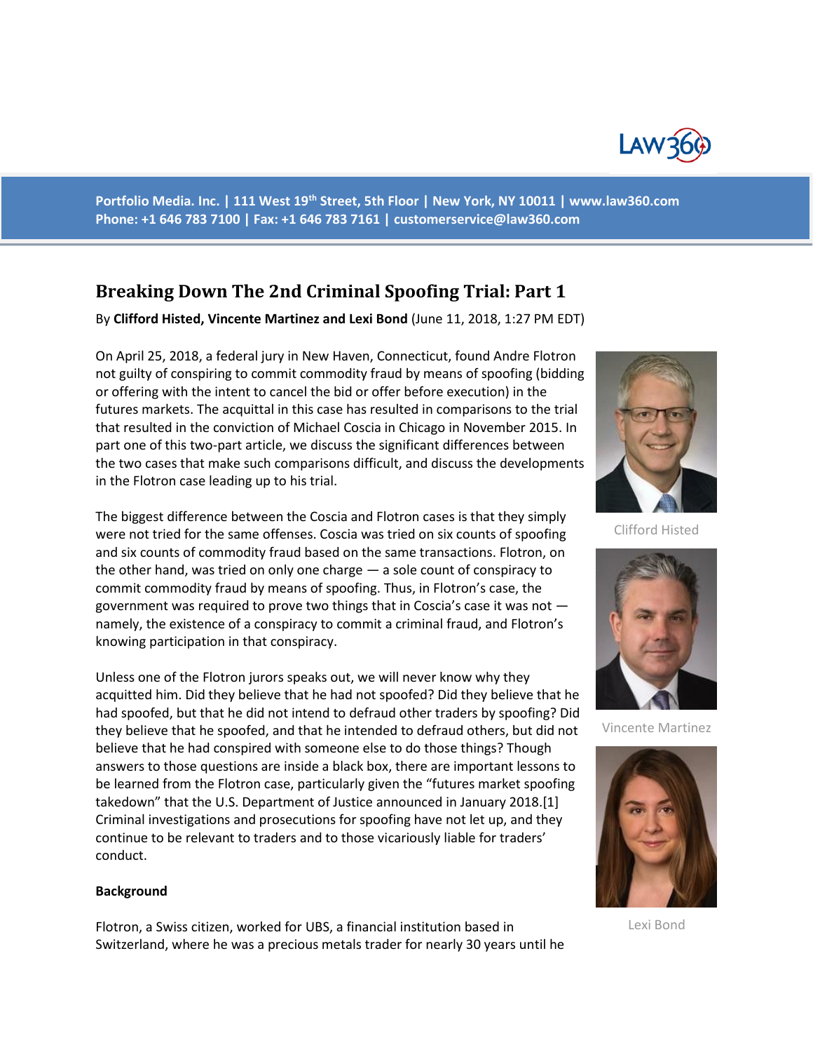# Breaking Down The 2nd Criminal Spoofing Trial: Part 1

By **Clifford Histed, Vincente Martinez and Lexi Bond** (June 11, 2018, 1:27 PM EDT)

On April 25, 2018, a federal jury in New Haven, Connecticut, found Andre Flotron not guilty of conspiring to commit commodity fraud by means of spoofing (bidding or offering with the intent to cancel the bid or offer before execution) in the futures markets. The acquittal in this case has resulted in comparisons to the trial that resulted in the conviction of Michael Coscia in Chicago in November 2015. In part one of this two-part article, we discuss the significant differences between the two cases that make such comparisons difficult, and discuss the developments in the Flotron case leading up to his trial.

Clifford Histed

Vincente Martinez

Lexi Bond

The biggest difference between the Coscia and Flotron cases is that they simply were not tried for the same offenses. Coscia was tried on six counts of spoofing and six counts of commodity fraud based on the same transactions. Flotron, on the other hand, was tried on only one charge — a sole count of conspiracy to commit commodity fraud by means of spoofing. Thus, in Flotron's case, the government was required to prove two things that in Coscia's case it was not — namely, the existence of a conspiracy to commit a criminal fraud, and Flotron's knowing participation in that conspiracy.

Unless one of the Flotron jurors speaks out, we will never know why they acquitted him. Did they believe that he had not spoofed? Did they believe that he had spoofed, but that he did not intend to defraud other traders by spoofing? Did they believe that he spoofed, and that he intended to defraud others, but did not believe that he had conspired with someone else to do those things? Though answers to those questions are inside a black box, there are important lessons to be learned from the Flotron case, particularly given the "futures market spoofing takedown" that the U.S. Department of Justice announced in January 2018.[1] Criminal investigations and prosecutions for spoofing have not let up, and they continue to be relevant to traders and to those vicariously liable for traders' conduct.

**Background**

Flotron, a Swiss citizen, worked for UBS, a financial institution based in Switzerland, where he was a precious metals trader for nearly 30 years until he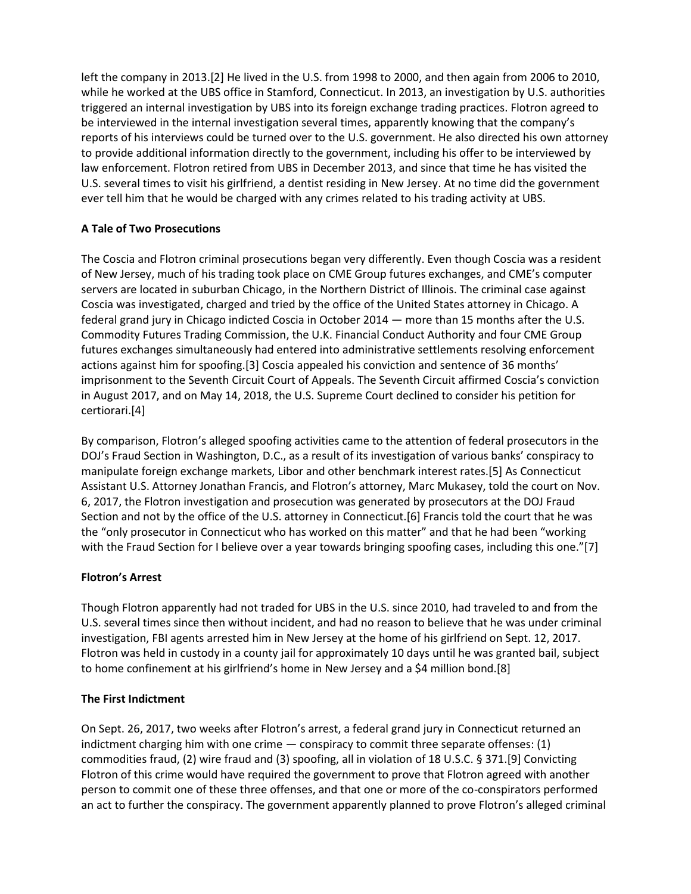left the company in 2013.[2] He lived in the U.S. from 1998 to 2000, and then again from 2006 to 2010, while he worked at the UBS office in Stamford, Connecticut. In 2013, an investigation by U.S. authorities triggered an internal investigation by UBS into its foreign exchange trading practices. Flotron agreed to be interviewed in the internal investigation several times, apparently knowing that the company's reports of his interviews could be turned over to the U.S. government. He also directed his own attorney to provide additional information directly to the government, including his offer to be interviewed by law enforcement. Flotron retired from UBS in December 2013, and since that time he has visited the U.S. several times to visit his girlfriend, a dentist residing in New Jersey. At no time did the government ever tell him that he would be charged with any crimes related to his trading activity at UBS.

**A Tale of Two Prosecutions**

The Coscia and Flotron criminal prosecutions began very differently. Even though Coscia was a resident of New Jersey, much of his trading took place on CME Group futures exchanges, and CME's computer servers are located in suburban Chicago, in the Northern District of Illinois. The criminal case against Coscia was investigated, charged and tried by the office of the United States attorney in Chicago. A federal grand jury in Chicago indicted Coscia in October 2014 — more than 15 months after the U.S. Commodity Futures Trading Commission, the U.K. Financial Conduct Authority and four CME Group futures exchanges simultaneously had entered into administrative settlements resolving enforcement actions against him for spoofing.[3] Coscia appealed his conviction and sentence of 36 months' imprisonment to the Seventh Circuit Court of Appeals. The Seventh Circuit affirmed Coscia's conviction in August 2017, and on May 14, 2018, the U.S. Supreme Court declined to consider his petition for certiorari.[4]

By comparison, Flotron's alleged spoofing activities came to the attention of federal prosecutors in the DOJ's Fraud Section in Washington, D.C., as a result of its investigation of various banks' conspiracy to manipulate foreign exchange markets, Libor and other benchmark interest rates.[5] As Connecticut Assistant U.S. Attorney Jonathan Francis, and Flotron's attorney, Marc Mukasey, told the court on Nov. 6, 2017, the Flotron investigation and prosecution was generated by prosecutors at the DOJ Fraud Section and not by the office of the U.S. attorney in Connecticut.[6] Francis told the court that he was the "only prosecutor in Connecticut who has worked on this matter" and that he had been "working with the Fraud Section for I believe over a year towards bringing spoofing cases, including this one."[7]

**Flotron's Arrest**

Though Flotron apparently had not traded for UBS in the U.S. since 2010, had traveled to and from the U.S. several times since then without incident, and had no reason to believe that he was under criminal investigation, FBI agents arrested him in New Jersey at the home of his girlfriend on Sept. 12, 2017. Flotron was held in custody in a county jail for approximately 10 days until he was granted bail, subject to home confinement at his girlfriend's home in New Jersey and a $4 million bond.[8]

**The First Indictment**

On Sept. 26, 2017, two weeks after Flotron's arrest, a federal grand jury in Connecticut returned an indictment charging him with one crime — conspiracy to commit three separate offenses: (1) commodities fraud, (2) wire fraud and (3) spoofing, all in violation of 18 U.S.C. § 371.[9] Convicting Flotron of this crime would have required the government to prove that Flotron agreed with another person to commit one of these three offenses, and that one or more of the co-conspirators performed an act to further the conspiracy. The government apparently planned to prove Flotron's alleged criminal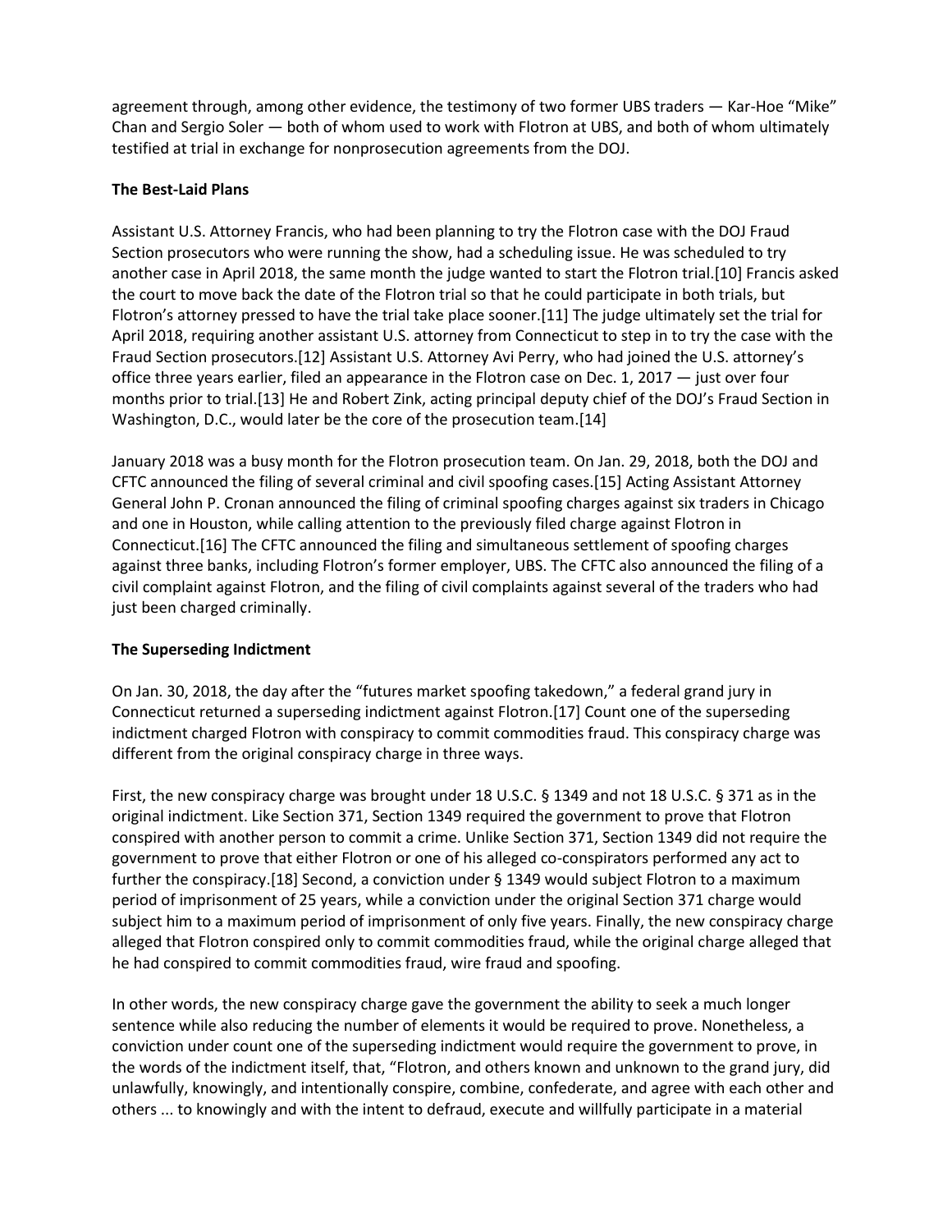agreement through, among other evidence, the testimony of two former UBS traders — Kar-Hoe "Mike" Chan and Sergio Soler — both of whom used to work with Flotron at UBS, and both of whom ultimately testified at trial in exchange for nonprosecution agreements from the DOJ.

**The Best-Laid Plans**

Assistant U.S. Attorney Francis, who had been planning to try the Flotron case with the DOJ Fraud Section prosecutors who were running the show, had a scheduling issue. He was scheduled to try another case in April 2018, the same month the judge wanted to start the Flotron trial.[10] Francis asked the court to move back the date of the Flotron trial so that he could participate in both trials, but Flotron's attorney pressed to have the trial take place sooner.[11] The judge ultimately set the trial for April 2018, requiring another assistant U.S. attorney from Connecticut to step in to try the case with the Fraud Section prosecutors.[12] Assistant U.S. Attorney Avi Perry, who had joined the U.S. attorney's office three years earlier, filed an appearance in the Flotron case on Dec. 1, 2017 — just over four months prior to trial.[13] He and Robert Zink, acting principal deputy chief of the DOJ's Fraud Section in Washington, D.C., would later be the core of the prosecution team.[14]

January 2018 was a busy month for the Flotron prosecution team. On Jan. 29, 2018, both the DOJ and CFTC announced the filing of several criminal and civil spoofing cases.[15] Acting Assistant Attorney General John P. Cronan announced the filing of criminal spoofing charges against six traders in Chicago and one in Houston, while calling attention to the previously filed charge against Flotron in Connecticut.[16] The CFTC announced the filing and simultaneous settlement of spoofing charges against three banks, including Flotron's former employer, UBS. The CFTC also announced the filing of a civil complaint against Flotron, and the filing of civil complaints against several of the traders who had just been charged criminally.

**The Superseding Indictment**

On Jan. 30, 2018, the day after the "futures market spoofing takedown," a federal grand jury in Connecticut returned a superseding indictment against Flotron.[17] Count one of the superseding indictment charged Flotron with conspiracy to commit commodities fraud. This conspiracy charge was different from the original conspiracy charge in three ways.

First, the new conspiracy charge was brought under 18 U.S.C. § 1349 and not 18 U.S.C. § 371 as in the original indictment. Like Section 371, Section 1349 required the government to prove that Flotron conspired with another person to commit a crime. Unlike Section 371, Section 1349 did not require the government to prove that either Flotron or one of his alleged co-conspirators performed any act to further the conspiracy.[18] Second, a conviction under § 1349 would subject Flotron to a maximum period of imprisonment of 25 years, while a conviction under the original Section 371 charge would subject him to a maximum period of imprisonment of only five years. Finally, the new conspiracy charge alleged that Flotron conspired only to commit commodities fraud, while the original charge alleged that he had conspired to commit commodities fraud, wire fraud and spoofing.

In other words, the new conspiracy charge gave the government the ability to seek a much longer sentence while also reducing the number of elements it would be required to prove. Nonetheless, a conviction under count one of the superseding indictment would require the government to prove, in the words of the indictment itself, that, "Flotron, and others known and unknown to the grand jury, did unlawfully, knowingly, and intentionally conspire, combine, confederate, and agree with each other and others ... to knowingly and with the intent to defraud, execute and willfully participate in a material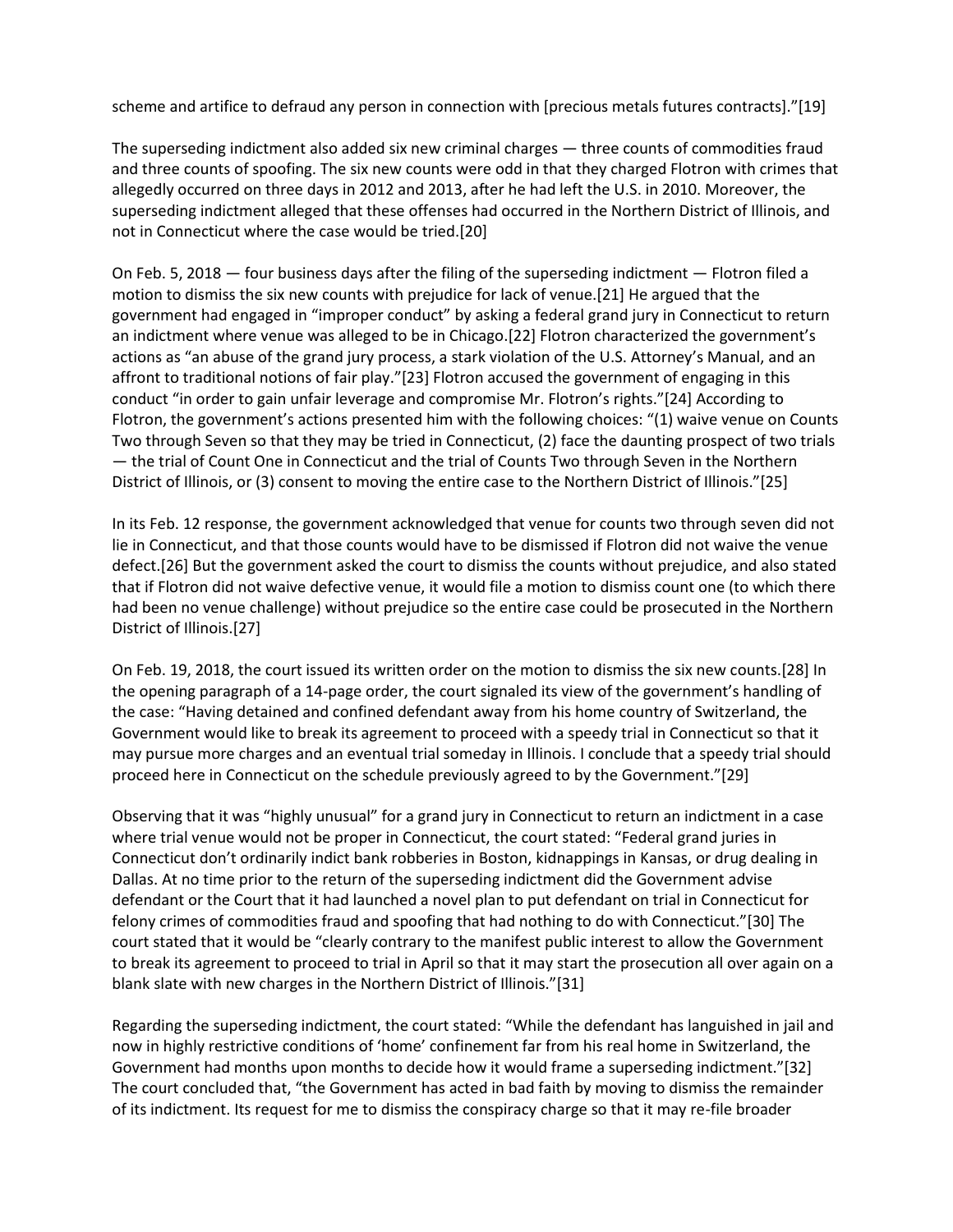scheme and artifice to defraud any person in connection with [precious metals futures contracts]."[19]

The superseding indictment also added six new criminal charges — three counts of commodities fraud and three counts of spoofing. The six new counts were odd in that they charged Flotron with crimes that allegedly occurred on three days in 2012 and 2013, after he had left the U.S. in 2010. Moreover, the superseding indictment alleged that these offenses had occurred in the Northern District of Illinois, and not in Connecticut where the case would be tried.[20]

On Feb. 5, 2018 — four business days after the filing of the superseding indictment — Flotron filed a motion to dismiss the six new counts with prejudice for lack of venue.[21] He argued that the government had engaged in "improper conduct" by asking a federal grand jury in Connecticut to return an indictment where venue was alleged to be in Chicago.[22] Flotron characterized the government's actions as "an abuse of the grand jury process, a stark violation of the U.S. Attorney's Manual, and an affront to traditional notions of fair play."[23] Flotron accused the government of engaging in this conduct "in order to gain unfair leverage and compromise Mr. Flotron's rights."[24] According to Flotron, the government's actions presented him with the following choices: "(1) waive venue on Counts Two through Seven so that they may be tried in Connecticut, (2) face the daunting prospect of two trials — the trial of Count One in Connecticut and the trial of Counts Two through Seven in the Northern District of Illinois, or (3) consent to moving the entire case to the Northern District of Illinois."[25]

In its Feb. 12 response, the government acknowledged that venue for counts two through seven did not lie in Connecticut, and that those counts would have to be dismissed if Flotron did not waive the venue defect.[26] But the government asked the court to dismiss the counts without prejudice, and also stated that if Flotron did not waive defective venue, it would file a motion to dismiss count one (to which there had been no venue challenge) without prejudice so the entire case could be prosecuted in the Northern District of Illinois.[27]

On Feb. 19, 2018, the court issued its written order on the motion to dismiss the six new counts.[28] In the opening paragraph of a 14-page order, the court signaled its view of the government's handling of the case: "Having detained and confined defendant away from his home country of Switzerland, the Government would like to break its agreement to proceed with a speedy trial in Connecticut so that it may pursue more charges and an eventual trial someday in Illinois. I conclude that a speedy trial should proceed here in Connecticut on the schedule previously agreed to by the Government."[29]

Observing that it was "highly unusual" for a grand jury in Connecticut to return an indictment in a case where trial venue would not be proper in Connecticut, the court stated: "Federal grand juries in Connecticut don't ordinarily indict bank robberies in Boston, kidnappings in Kansas, or drug dealing in Dallas. At no time prior to the return of the superseding indictment did the Government advise defendant or the Court that it had launched a novel plan to put defendant on trial in Connecticut for felony crimes of commodities fraud and spoofing that had nothing to do with Connecticut."[30] The court stated that it would be "clearly contrary to the manifest public interest to allow the Government to break its agreement to proceed to trial in April so that it may start the prosecution all over again on a blank slate with new charges in the Northern District of Illinois."[31]

Regarding the superseding indictment, the court stated: "While the defendant has languished in jail and now in highly restrictive conditions of 'home' confinement far from his real home in Switzerland, the Government had months upon months to decide how it would frame a superseding indictment."[32] The court concluded that, "the Government has acted in bad faith by moving to dismiss the remainder of its indictment. Its request for me to dismiss the conspiracy charge so that it may re-file broader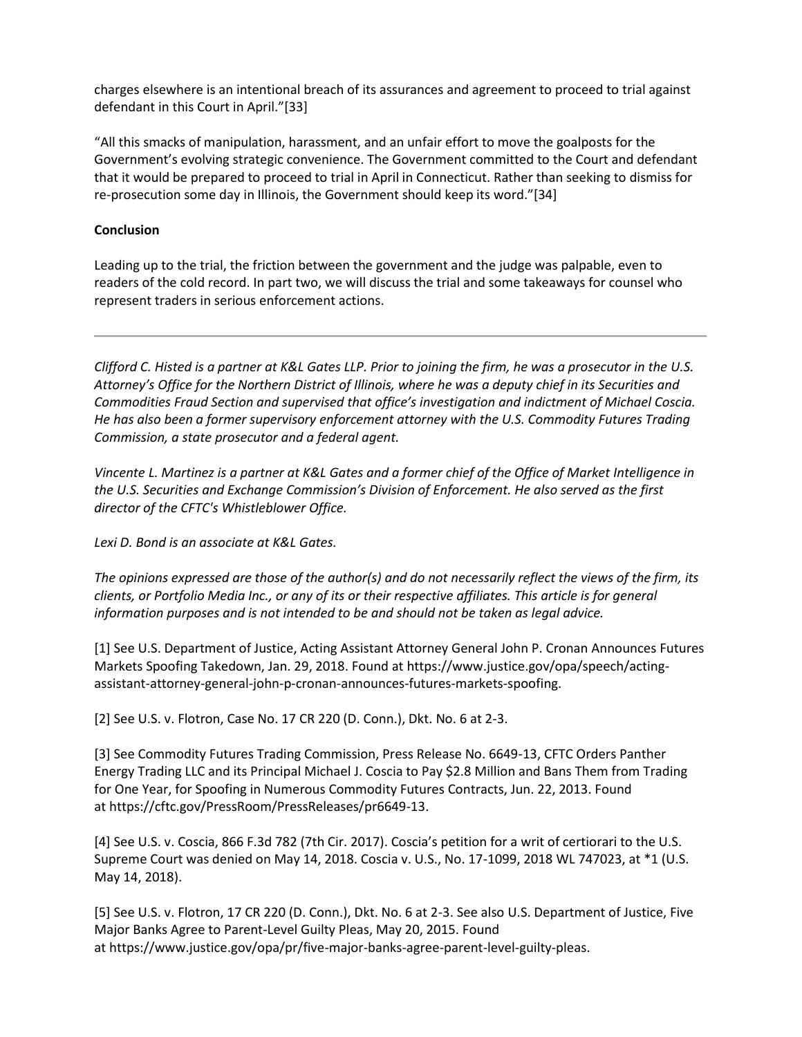charges elsewhere is an intentional breach of its assurances and agreement to proceed to trial against defendant in this Court in April."[33]

"All this smacks of manipulation, harassment, and an unfair effort to move the goalposts for the Government's evolving strategic convenience. The Government committed to the Court and defendant that it would be prepared to proceed to trial in April in Connecticut. Rather than seeking to dismiss for re-prosecution some day in Illinois, the Government should keep its word."[34]

**Conclusion**

Leading up to the trial, the friction between the government and the judge was palpable, even to readers of the cold record. In part two, we will discuss the trial and some takeaways for counsel who represent traders in serious enforcement actions.

---

*Clifford C. Histed is a partner at K&L Gates LLP. Prior to joining the firm, he was a prosecutor in the U.S. Attorney's Office for the Northern District of Illinois, where he was a deputy chief in its Securities and Commodities Fraud Section and supervised that office's investigation and indictment of Michael Coscia. He has also been a former supervisory enforcement attorney with the U.S. Commodity Futures Trading Commission, a state prosecutor and a federal agent.*

*Vincente L. Martinez is a partner at K&L Gates and a former chief of the Office of Market Intelligence in the U.S. Securities and Exchange Commission's Division of Enforcement. He also served as the first director of the CFTC's Whistleblower Office.*

*Lexi D. Bond is an associate at K&L Gates.*

*The opinions expressed are those of the author(s) and do not necessarily reflect the views of the firm, its clients, or Portfolio Media Inc., or any of its or their respective affiliates. This article is for general information purposes and is not intended to be and should not be taken as legal advice.*

[1] See U.S. Department of Justice, Acting Assistant Attorney General John P. Cronan Announces Futures Markets Spoofing Takedown, Jan. 29, 2018. Found at https://www.justice.gov/opa/speech/acting-assistant-attorney-general-john-p-cronan-announces-futures-markets-spoofing.

[2] See U.S. v. Flotron, Case No. 17 CR 220 (D. Conn.), Dkt. No. 6 at 2-3.

[3] See Commodity Futures Trading Commission, Press Release No. 6649-13, CFTC Orders Panther Energy Trading LLC and its Principal Michael J. Coscia to Pay $2.8 Million and Bans Them from Trading for One Year, for Spoofing in Numerous Commodity Futures Contracts, Jun. 22, 2013. Found at https://cftc.gov/PressRoom/PressReleases/pr6649-13.

[4] See U.S. v. Coscia, 866 F.3d 782 (7th Cir. 2017). Coscia's petition for a writ of certiorari to the U.S. Supreme Court was denied on May 14, 2018. Coscia v. U.S., No. 17-1099, 2018 WL 747023, at *1 (U.S. May 14, 2018).

[5] See U.S. v. Flotron, 17 CR 220 (D. Conn.), Dkt. No. 6 at 2-3. See also U.S. Department of Justice, Five Major Banks Agree to Parent-Level Guilty Pleas, May 20, 2015. Found at https://www.justice.gov/opa/pr/five-major-banks-agree-parent-level-guilty-pleas.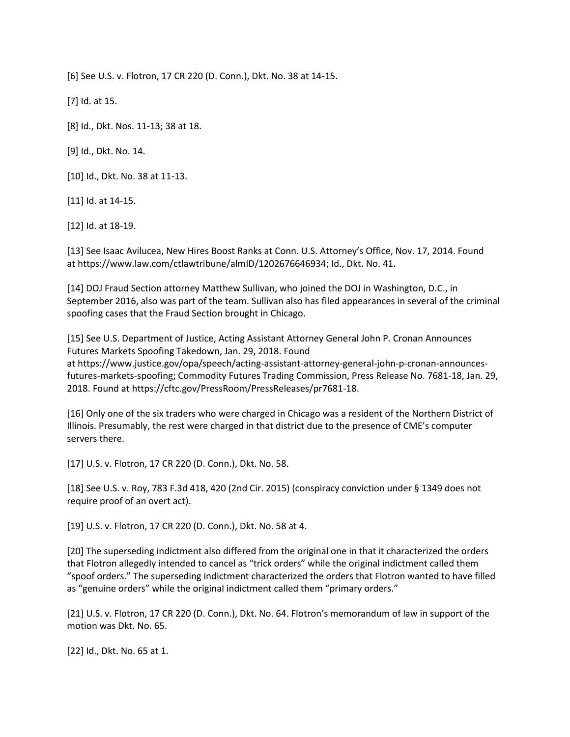[6] See U.S. v. Flotron, 17 CR 220 (D. Conn.), Dkt. No. 38 at 14-15.

[7] Id. at 15.

[8] Id., Dkt. Nos. 11-13; 38 at 18.

[9] Id., Dkt. No. 14.

[10] Id., Dkt. No. 38 at 11-13.

[11] Id. at 14-15.

[12] Id. at 18-19.

[13] See Isaac Avilucea, New Hires Boost Ranks at Conn. U.S. Attorney's Office, Nov. 17, 2014. Found at https://www.law.com/ctlawtribune/almID/1202676646934; Id., Dkt. No. 41.

[14] DOJ Fraud Section attorney Matthew Sullivan, who joined the DOJ in Washington, D.C., in September 2016, also was part of the team. Sullivan also has filed appearances in several of the criminal spoofing cases that the Fraud Section brought in Chicago.

[15] See U.S. Department of Justice, Acting Assistant Attorney General John P. Cronan Announces Futures Markets Spoofing Takedown, Jan. 29, 2018. Found at https://www.justice.gov/opa/speech/acting-assistant-attorney-general-john-p-cronan-announces-futures-markets-spoofing; Commodity Futures Trading Commission, Press Release No. 7681-18, Jan. 29, 2018. Found at https://cftc.gov/PressRoom/PressReleases/pr7681-18.

[16] Only one of the six traders who were charged in Chicago was a resident of the Northern District of Illinois. Presumably, the rest were charged in that district due to the presence of CME's computer servers there.

[17] U.S. v. Flotron, 17 CR 220 (D. Conn.), Dkt. No. 58.

[18] See U.S. v. Roy, 783 F.3d 418, 420 (2nd Cir. 2015) (conspiracy conviction under § 1349 does not require proof of an overt act).

[19] U.S. v. Flotron, 17 CR 220 (D. Conn.), Dkt. No. 58 at 4.

[20] The superseding indictment also differed from the original one in that it characterized the orders that Flotron allegedly intended to cancel as "trick orders" while the original indictment called them "spoof orders." The superseding indictment characterized the orders that Flotron wanted to have filled as "genuine orders" while the original indictment called them "primary orders."

[21] U.S. v. Flotron, 17 CR 220 (D. Conn.), Dkt. No. 64. Flotron's memorandum of law in support of the motion was Dkt. No. 65.

[22] Id., Dkt. No. 65 at 1.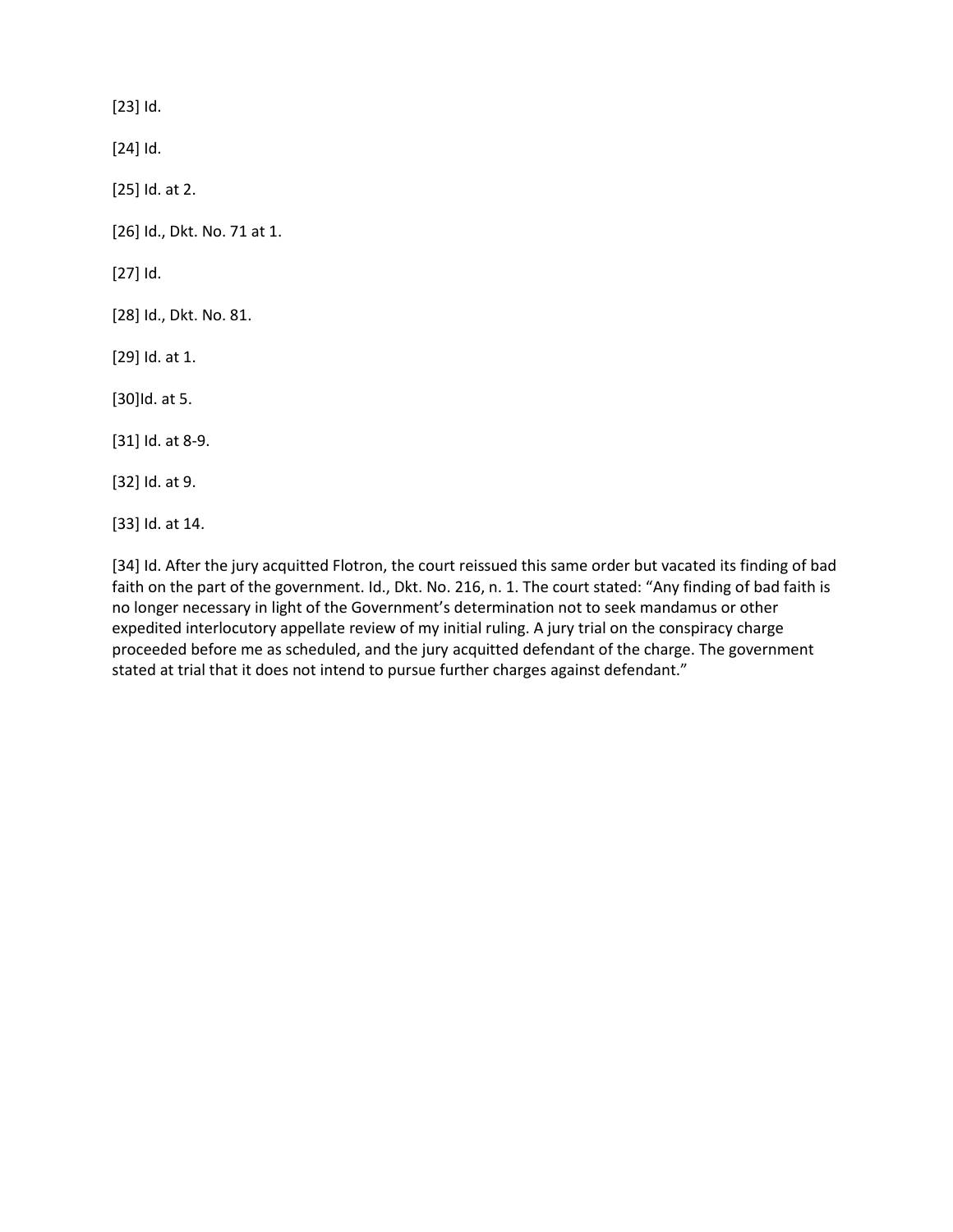[23] Id.

[24] Id.

[25] Id. at 2.

[26] Id., Dkt. No. 71 at 1.

[27] Id.

[28] Id., Dkt. No. 81.

[29] Id. at 1.

[30]Id. at 5.

[31] Id. at 8-9.

[32] Id. at 9.

[33] Id. at 14.

[34] Id. After the jury acquitted Flotron, the court reissued this same order but vacated its finding of bad faith on the part of the government. Id., Dkt. No. 216, n. 1. The court stated: "Any finding of bad faith is no longer necessary in light of the Government's determination not to seek mandamus or other expedited interlocutory appellate review of my initial ruling. A jury trial on the conspiracy charge proceeded before me as scheduled, and the jury acquitted defendant of the charge. The government stated at trial that it does not intend to pursue further charges against defendant."